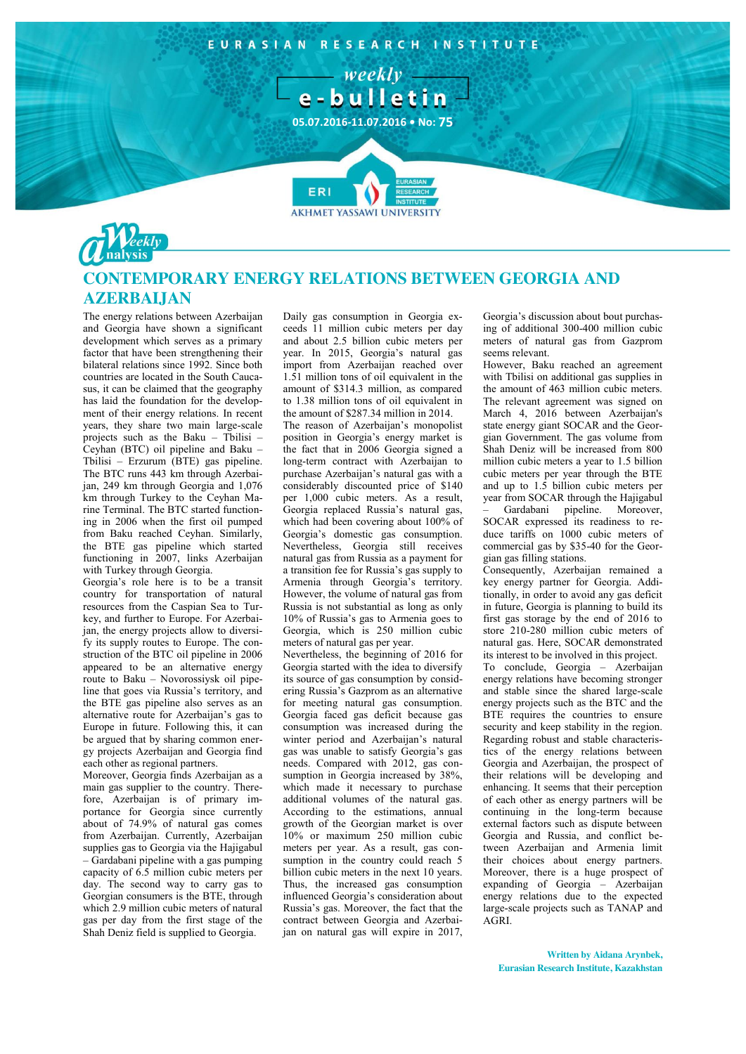# EURASIAN RESEARCH INSTITUTE

## weekly e-bulletin

05.07.2016-11.07.2016 • No: 75

ERI EURASIAN RESEARCH INSTITUTE AKHMET YASSAWI UNIVERSITY

Weekly Analysis

## CONTEMPORARY ENERGY RELATIONS BETWEEN GEORGIA AND AZERBAIJAN

The energy relations between Azerbaijan and Georgia have shown a significant development which serves as a primary factor that have been strengthening their bilateral relations since 1992. Since both countries are located in the South Caucasus, it can be claimed that the geography has laid the foundation for the development of their energy relations. In recent years, they share two main large-scale projects such as the Baku – Tbilisi – Ceyhan (BTC) oil pipeline and Baku – Tbilisi – Erzurum (BTE) gas pipeline. The BTC runs 443 km through Azerbaijan, 249 km through Georgia and 1,076 km through Turkey to the Ceyhan Marine Terminal. The BTC started functioning in 2006 when the first oil pumped from Baku reached Ceyhan. Similarly, the BTE gas pipeline which started functioning in 2007, links Azerbaijan with Turkey through Georgia.

Georgia's role here is to be a transit country for transportation of natural resources from the Caspian Sea to Turkey, and further to Europe. For Azerbaijan, the energy projects allow to diversify its supply routes to Europe. The construction of the BTC oil pipeline in 2006 appeared to be an alternative energy route to Baku – Novorossiysk oil pipeline that goes via Russia's territory, and the BTE gas pipeline also serves as an alternative route for Azerbaijan's gas to Europe in future. Following this, it can be argued that by sharing common energy projects Azerbaijan and Georgia find each other as regional partners.

Moreover, Georgia finds Azerbaijan as a main gas supplier to the country. Therefore, Azerbaijan is of primary importance for Georgia since currently about of 74.9% of natural gas comes from Azerbaijan. Currently, Azerbaijan supplies gas to Georgia via the Hajigabul – Gardabani pipeline with a gas pumping capacity of 6.5 million cubic meters per day. The second way to carry gas to Georgian consumers is the BTE, through which 2.9 million cubic meters of natural gas per day from the first stage of the Shah Deniz field is supplied to Georgia.

Daily gas consumption in Georgia exceeds 11 million cubic meters per day and about 2.5 billion cubic meters per year. In 2015, Georgia's natural gas import from Azerbaijan reached over 1.51 million tons of oil equivalent in the amount of $314.3 million, as compared to 1.38 million tons of oil equivalent in the amount of $287.34 million in 2014.

The reason of Azerbaijan's monopolist position in Georgia's energy market is the fact that in 2006 Georgia signed a long-term contract with Azerbaijan to purchase Azerbaijan's natural gas with a considerably discounted price of $140 per 1,000 cubic meters. As a result, Georgia replaced Russia's natural gas, which had been covering about 100% of Georgia's domestic gas consumption. Nevertheless, Georgia still receives natural gas from Russia as a payment for a transition fee for Russia's gas supply to Armenia through Georgia's territory. However, the volume of natural gas from Russia is not substantial as long as only 10% of Russia's gas to Armenia goes to Georgia, which is 250 million cubic meters of natural gas per year.

Nevertheless, the beginning of 2016 for Georgia started with the idea to diversify its source of gas consumption by considering Russia's Gazprom as an alternative for meeting natural gas consumption. Georgia faced gas deficit because gas consumption was increased during the winter period and Azerbaijan's natural gas was unable to satisfy Georgia's gas needs. Compared with 2012, gas consumption in Georgia increased by 38%, which made it necessary to purchase additional volumes of the natural gas. According to the estimations, annual growth of the Georgian market is over 10% or maximum 250 million cubic meters per year. As a result, gas consumption in the country could reach 5 billion cubic meters in the next 10 years. Thus, the increased gas consumption influenced Georgia's consideration about Russia's gas. Moreover, the fact that the contract between Georgia and Azerbaijan on natural gas will expire in 2017, Georgia's discussion about bout purchasing of additional 300-400 million cubic meters of natural gas from Gazprom seems relevant.

However, Baku reached an agreement with Tbilisi on additional gas supplies in the amount of 463 million cubic meters. The relevant agreement was signed on March 4, 2016 between Azerbaijan's state energy giant SOCAR and the Georgian Government. The gas volume from Shah Deniz will be increased from 800 million cubic meters a year to 1.5 billion cubic meters per year through the BTE and up to 1.5 billion cubic meters per year from SOCAR through the Hajigabul – Gardabani pipeline. Moreover, SOCAR expressed its readiness to reduce tariffs on 1000 cubic meters of commercial gas by $35-40 for the Georgian gas filling stations.

Consequently, Azerbaijan remained a key energy partner for Georgia. Additionally, in order to avoid any gas deficit in future, Georgia is planning to build its first gas storage by the end of 2016 to store 210-280 million cubic meters of natural gas. Here, SOCAR demonstrated its interest to be involved in this project.

To conclude, Georgia – Azerbaijan energy relations have becoming stronger and stable since the shared large-scale energy projects such as the BTC and the BTE requires the countries to ensure security and keep stability in the region. Regarding robust and stable characteristics of the energy relations between Georgia and Azerbaijan, the prospect of their relations will be developing and enhancing. It seems that their perception of each other as energy partners will be continuing in the long-term because external factors such as dispute between Georgia and Russia, and conflict between Azerbaijan and Armenia limit their choices about energy partners. Moreover, there is a huge prospect of expanding of Georgia – Azerbaijan energy relations due to the expected large-scale projects such as TANAP and AGRI.

**Written by Aidana Arynbek,**
**Eurasian Research Institute, Kazakhstan**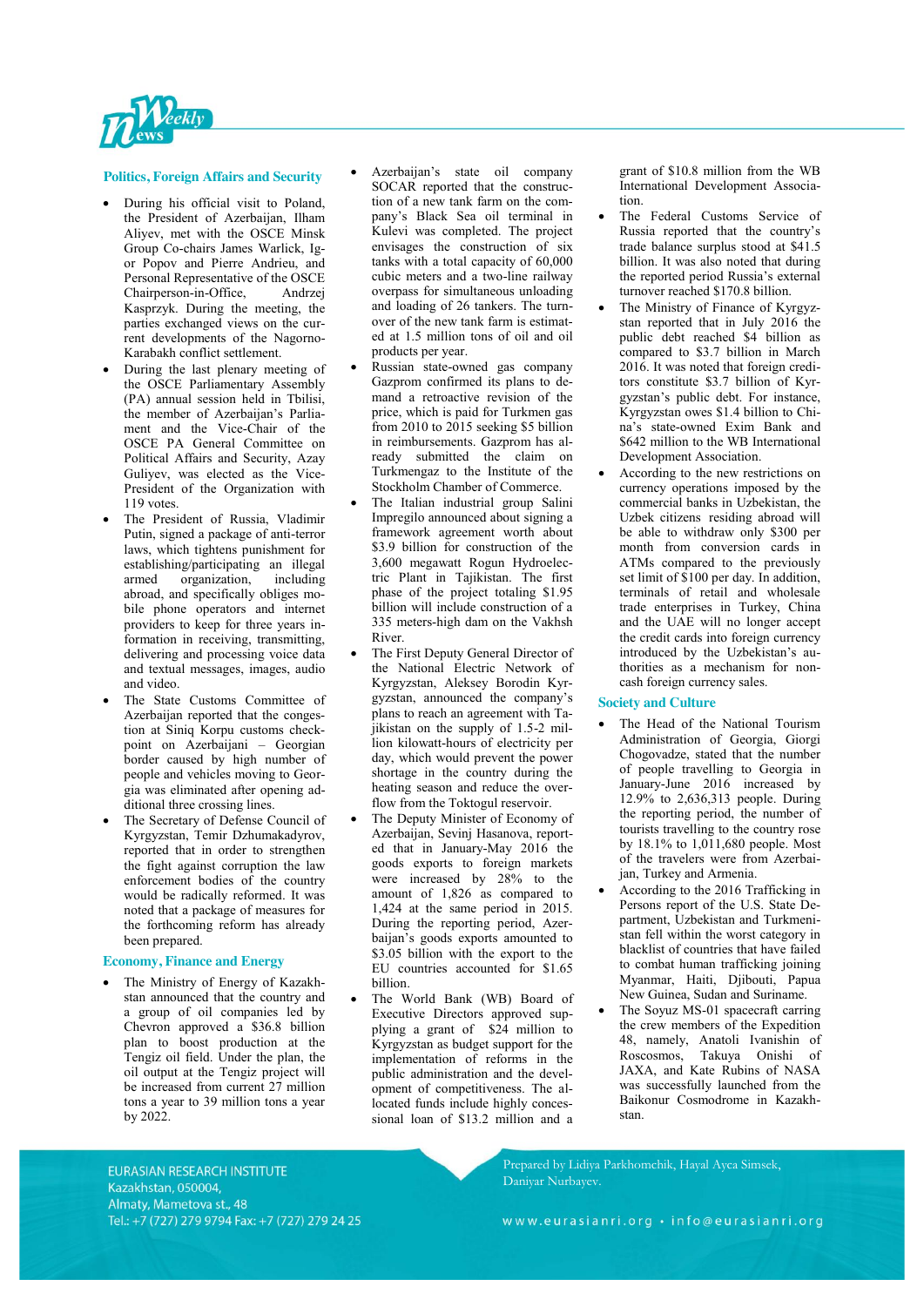## Politics, Foreign Affairs and Security

- During his official visit to Poland, the President of Azerbaijan, Ilham Aliyev, met with the OSCE Minsk Group Co-chairs James Warlick, Igor Popov and Pierre Andrieu, and Personal Representative of the OSCE Chairperson-in-Office, Andrzej Kasprzyk. During the meeting, the parties exchanged views on the current developments of the Nagorno-Karabakh conflict settlement.
- During the last plenary meeting of the OSCE Parliamentary Assembly (PA) annual session held in Tbilisi, the member of Azerbaijan's Parliament and the Vice-Chair of the OSCE PA General Committee on Political Affairs and Security, Azay Guliyev, was elected as the Vice-President of the Organization with 119 votes.
- The President of Russia, Vladimir Putin, signed a package of anti-terror laws, which tightens punishment for establishing/participating an illegal armed organization, including abroad, and specifically obliges mobile phone operators and internet providers to keep for three years information in receiving, transmitting, delivering and processing voice data and textual messages, images, audio and video.
- The State Customs Committee of Azerbaijan reported that the congestion at Siniq Korpu customs checkpoint on Azerbaijani – Georgian border caused by high number of people and vehicles moving to Georgia was eliminated after opening additional three crossing lines.
- The Secretary of Defense Council of Kyrgyzstan, Temir Dzhumakadyrov, reported that in order to strengthen the fight against corruption the law enforcement bodies of the country would be radically reformed. It was noted that a package of measures for the forthcoming reform has already been prepared.

## Economy, Finance and Energy

- The Ministry of Energy of Kazakhstan announced that the country and a group of oil companies led by Chevron approved a $36.8 billion plan to boost production at the Tengiz oil field. Under the plan, the oil output at the Tengiz project will be increased from current 27 million tons a year to 39 million tons a year by 2022.
- Azerbaijan's state oil company SOCAR reported that the construction of a new tank farm on the company's Black Sea oil terminal in Kulevi was completed. The project envisages the construction of six tanks with a total capacity of 60,000 cubic meters and a two-line railway overpass for simultaneous unloading and loading of 26 tankers. The turnover of the new tank farm is estimated at 1.5 million tons of oil and oil products per year.
- Russian state-owned gas company Gazprom confirmed its plans to demand a retroactive revision of the price, which is paid for Turkmen gas from 2010 to 2015 seeking $5 billion in reimbursements. Gazprom has already submitted the claim on Turkmengaz to the Institute of the Stockholm Chamber of Commerce.
- The Italian industrial group Salini Impregilo announced about signing a framework agreement worth about $3.9 billion for construction of the 3,600 megawatt Rogun Hydroelectric Plant in Tajikistan. The first phase of the project totaling $1.95 billion will include construction of a 335 meters-high dam on the Vakhsh River.
- The First Deputy General Director of the National Electric Network of Kyrgyzstan, Aleksey Borodin Kyrgyzstan, announced the company's plans to reach an agreement with Tajikistan on the supply of 1.5-2 million kilowatt-hours of electricity per day, which would prevent the power shortage in the country during the heating season and reduce the overflow from the Toktogul reservoir.
- The Deputy Minister of Economy of Azerbaijan, Sevinj Hasanova, reported that in January-May 2016 the goods exports to foreign markets were increased by 28% to the amount of 1,826 as compared to 1,424 at the same period in 2015. During the reporting period, Azerbaijan's goods exports amounted to $3.05 billion with the export to the EU countries accounted for $1.65 billion.
- The World Bank (WB) Board of Executive Directors approved supplying a grant of $24 million to Kyrgyzstan as budget support for the implementation of reforms in the public administration and the development of competitiveness. The allocated funds include highly concessional loan of $13.2 million and a grant of $10.8 million from the WB International Development Association.
- The Federal Customs Service of Russia reported that the country's trade balance surplus stood at $41.5 billion. It was also noted that during the reported period Russia's external turnover reached $170.8 billion.
- The Ministry of Finance of Kyrgyzstan reported that in July 2016 the public debt reached $4 billion as compared to $3.7 billion in March 2016. It was noted that foreign creditors constitute $3.7 billion of Kyrgyzstan's public debt. For instance, Kyrgyzstan owes $1.4 billion to China's state-owned Exim Bank and $642 million to the WB International Development Association.
- According to the new restrictions on currency operations imposed by the commercial banks in Uzbekistan, the Uzbek citizens residing abroad will be able to withdraw only $300 per month from conversion cards in ATMs compared to the previously set limit of $100 per day. In addition, terminals of retail and wholesale trade enterprises in Turkey, China and the UAE will no longer accept the credit cards into foreign currency introduced by the Uzbekistan's authorities as a mechanism for non-cash foreign currency sales.

## Society and Culture

- The Head of the National Tourism Administration of Georgia, Giorgi Chogovadze, stated that the number of people travelling to Georgia in January-June 2016 increased by 12.9% to 2,636,313 people. During the reporting period, the number of tourists travelling to the country rose by 18.1% to 1,011,680 people. Most of the travelers were from Azerbaijan, Turkey and Armenia.
- According to the 2016 Trafficking in Persons report of the U.S. State Department, Uzbekistan and Turkmenistan fell within the worst category in blacklist of countries that have failed to combat human trafficking joining Myanmar, Haiti, Djibouti, Papua New Guinea, Sudan and Suriname.
- The Soyuz MS-01 spacecraft carrying the crew members of the Expedition 48, namely, Anatoli Ivanishin of Roscosmos, Takuya Onishi of JAXA, and Kate Rubins of NASA was successfully launched from the Baikonur Cosmodrome in Kazakhstan.

EURASIAN RESEARCH INSTITUTE
Kazakhstan, 050004,
Almaty, Mametova st., 48
Tel.: +7 (727) 279 9794 Fax: +7 (727) 279 24 25

Prepared by Lidiya Parkhomchik, Hayal Ayca Simsek, Daniyar Nurbayev.

www.eurasianri.org • info@eurasianri.org